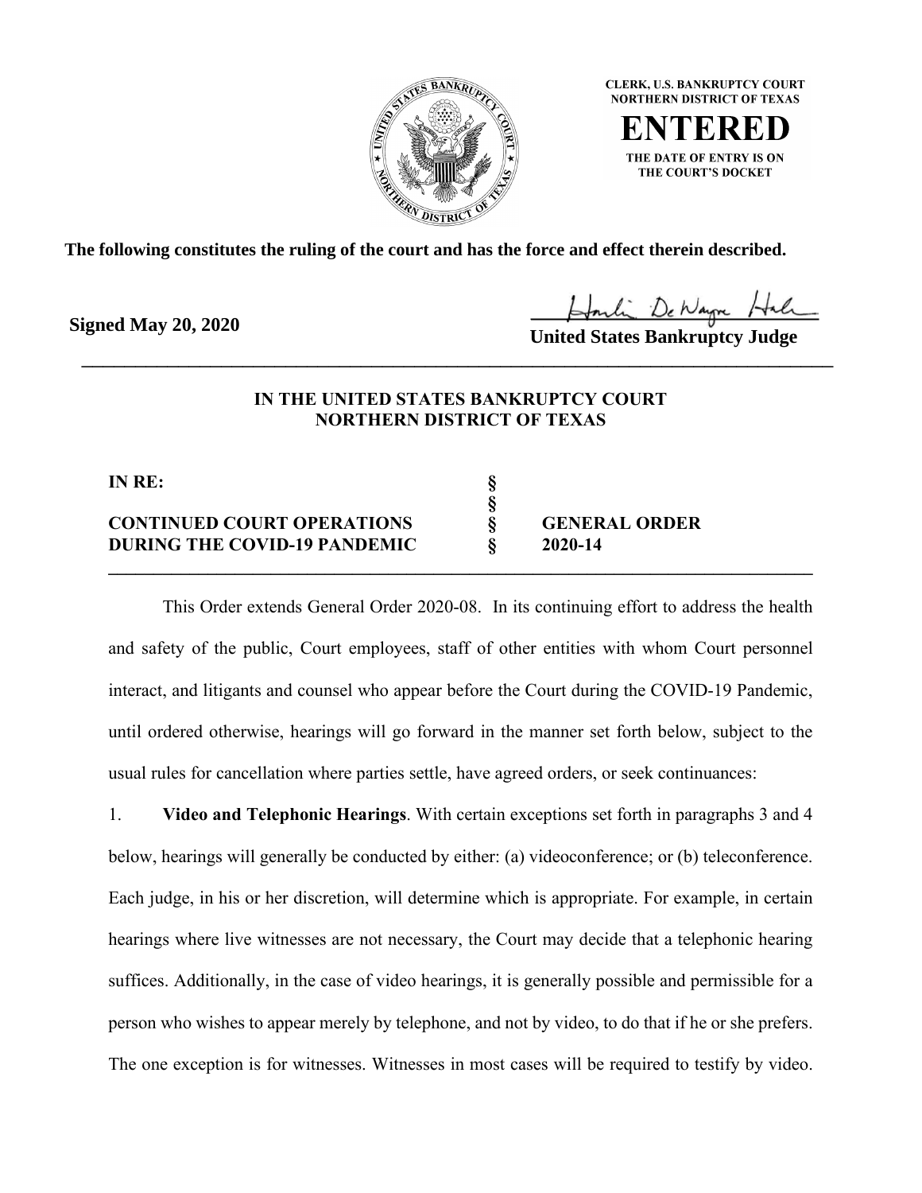CLERK, U.S. BANKRUPTCY COURT
NORTHERN DISTRICT OF TEXAS

**ENTERED**

THE DATE OF ENTRY IS ON
THE COURT'S DOCKET

**The following constitutes the ruling of the court and has the force and effect therein described.**

**Signed May 20, 2020**

**United States Bankruptcy Judge**

---

**IN THE UNITED STATES BANKRUPTCY COURT**
**NORTHERN DISTRICT OF TEXAS**

| | | |
|---|---|---|
| **IN RE:** | **§** | |
| | **§** | |
| **CONTINUED COURT OPERATIONS** | **§** | **GENERAL ORDER** |
| **DURING THE COVID-19 PANDEMIC** | **§** | **2020-14** |

---

This Order extends General Order 2020-08. In its continuing effort to address the health and safety of the public, Court employees, staff of other entities with whom Court personnel interact, and litigants and counsel who appear before the Court during the COVID-19 Pandemic, until ordered otherwise, hearings will go forward in the manner set forth below, subject to the usual rules for cancellation where parties settle, have agreed orders, or seek continuances:

1. **Video and Telephonic Hearings**. With certain exceptions set forth in paragraphs 3 and 4 below, hearings will generally be conducted by either: (a) videoconference; or (b) teleconference. Each judge, in his or her discretion, will determine which is appropriate. For example, in certain hearings where live witnesses are not necessary, the Court may decide that a telephonic hearing suffices. Additionally, in the case of video hearings, it is generally possible and permissible for a person who wishes to appear merely by telephone, and not by video, to do that if he or she prefers. The one exception is for witnesses. Witnesses in most cases will be required to testify by video.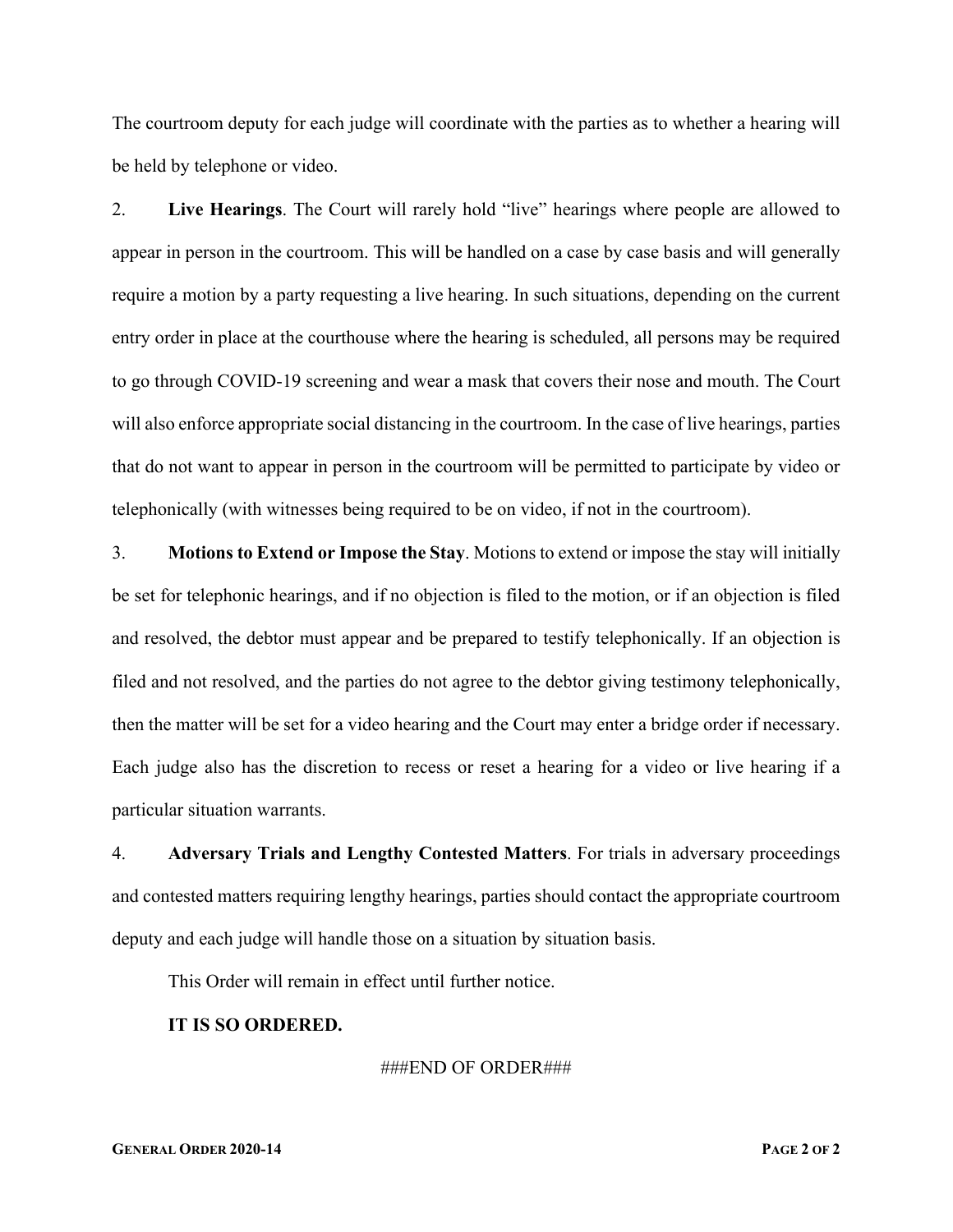The courtroom deputy for each judge will coordinate with the parties as to whether a hearing will be held by telephone or video.

2. **Live Hearings**. The Court will rarely hold "live" hearings where people are allowed to appear in person in the courtroom. This will be handled on a case by case basis and will generally require a motion by a party requesting a live hearing. In such situations, depending on the current entry order in place at the courthouse where the hearing is scheduled, all persons may be required to go through COVID-19 screening and wear a mask that covers their nose and mouth. The Court will also enforce appropriate social distancing in the courtroom. In the case of live hearings, parties that do not want to appear in person in the courtroom will be permitted to participate by video or telephonically (with witnesses being required to be on video, if not in the courtroom).

3. **Motions to Extend or Impose the Stay**. Motions to extend or impose the stay will initially be set for telephonic hearings, and if no objection is filed to the motion, or if an objection is filed and resolved, the debtor must appear and be prepared to testify telephonically. If an objection is filed and not resolved, and the parties do not agree to the debtor giving testimony telephonically, then the matter will be set for a video hearing and the Court may enter a bridge order if necessary. Each judge also has the discretion to recess or reset a hearing for a video or live hearing if a particular situation warrants.

4. **Adversary Trials and Lengthy Contested Matters**. For trials in adversary proceedings and contested matters requiring lengthy hearings, parties should contact the appropriate courtroom deputy and each judge will handle those on a situation by situation basis.

This Order will remain in effect until further notice.

**IT IS SO ORDERED.**

###END OF ORDER###